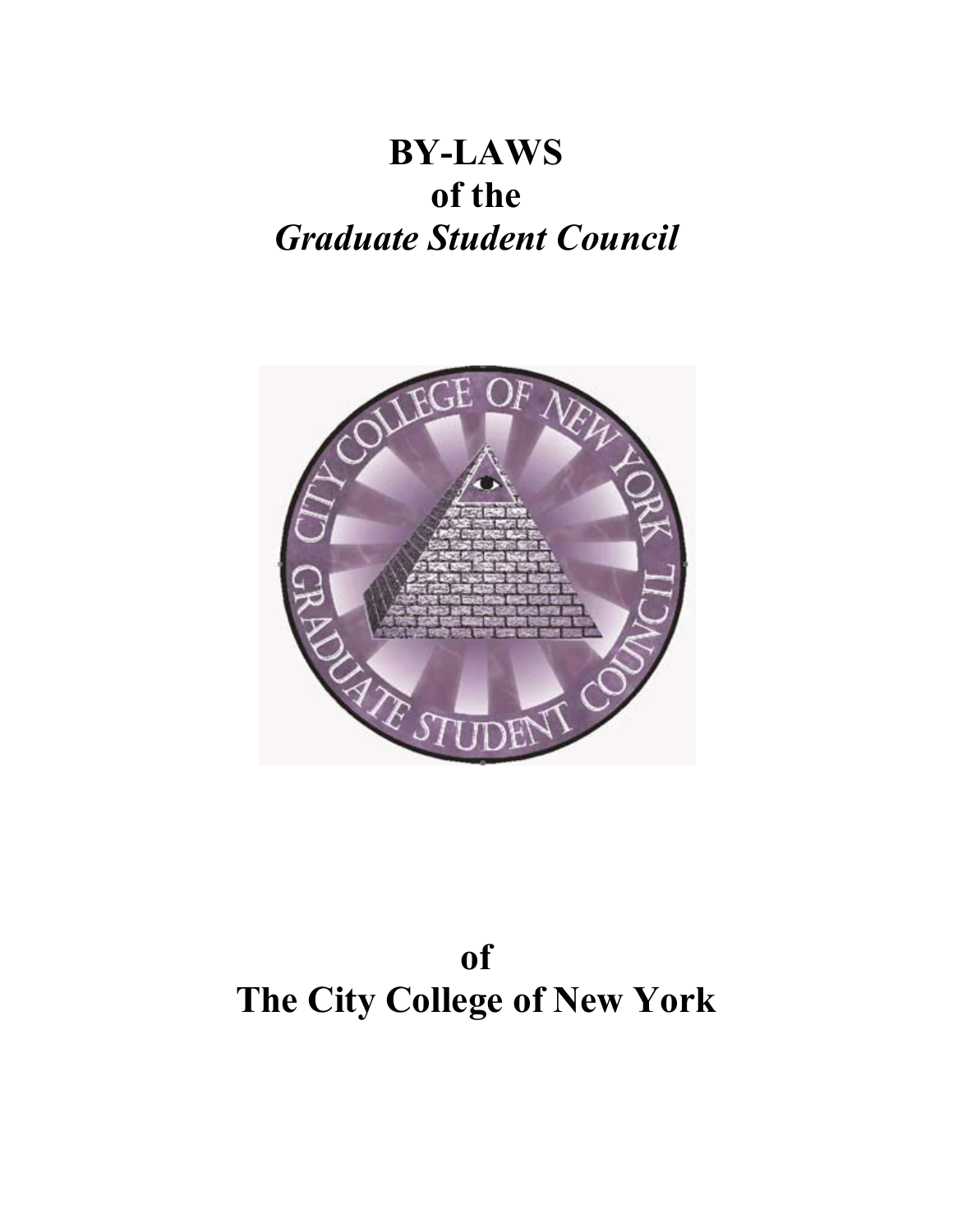# BY-LAWS
# of the
# *Graduate Student Council*

# of
# The City College of New York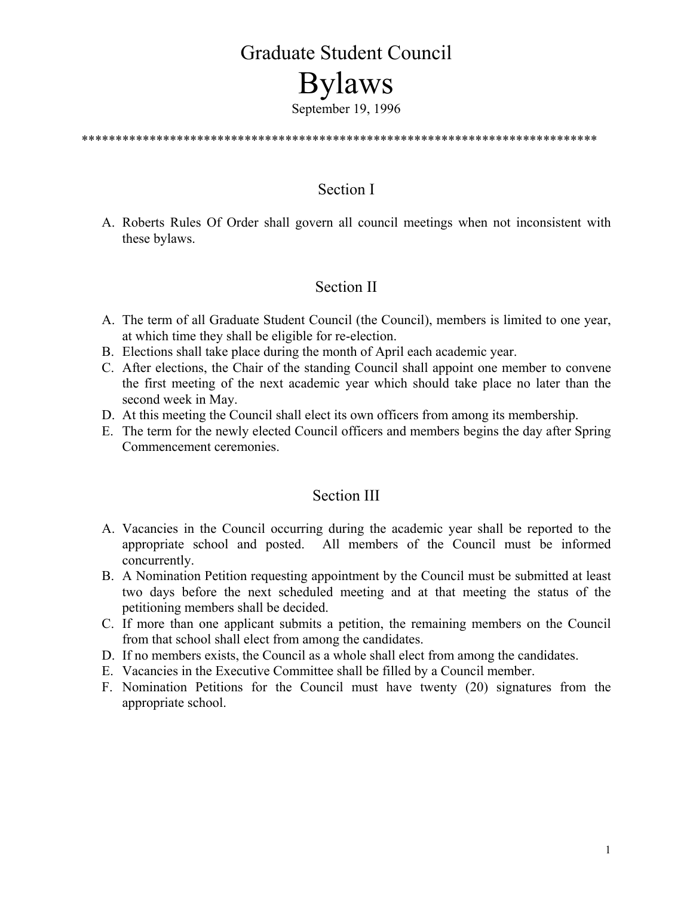# Graduate Student Council

# Bylaws

September 19, 1996

*****************************************************************************

## Section I

A. Roberts Rules Of Order shall govern all council meetings when not inconsistent with these bylaws.

## Section II

A. The term of all Graduate Student Council (the Council), members is limited to one year, at which time they shall be eligible for re-election.
B. Elections shall take place during the month of April each academic year.
C. After elections, the Chair of the standing Council shall appoint one member to convene the first meeting of the next academic year which should take place no later than the second week in May.
D. At this meeting the Council shall elect its own officers from among its membership.
E. The term for the newly elected Council officers and members begins the day after Spring Commencement ceremonies.

## Section III

A. Vacancies in the Council occurring during the academic year shall be reported to the appropriate school and posted. All members of the Council must be informed concurrently.
B. A Nomination Petition requesting appointment by the Council must be submitted at least two days before the next scheduled meeting and at that meeting the status of the petitioning members shall be decided.
C. If more than one applicant submits a petition, the remaining members on the Council from that school shall elect from among the candidates.
D. If no members exists, the Council as a whole shall elect from among the candidates.
E. Vacancies in the Executive Committee shall be filled by a Council member.
F. Nomination Petitions for the Council must have twenty (20) signatures from the appropriate school.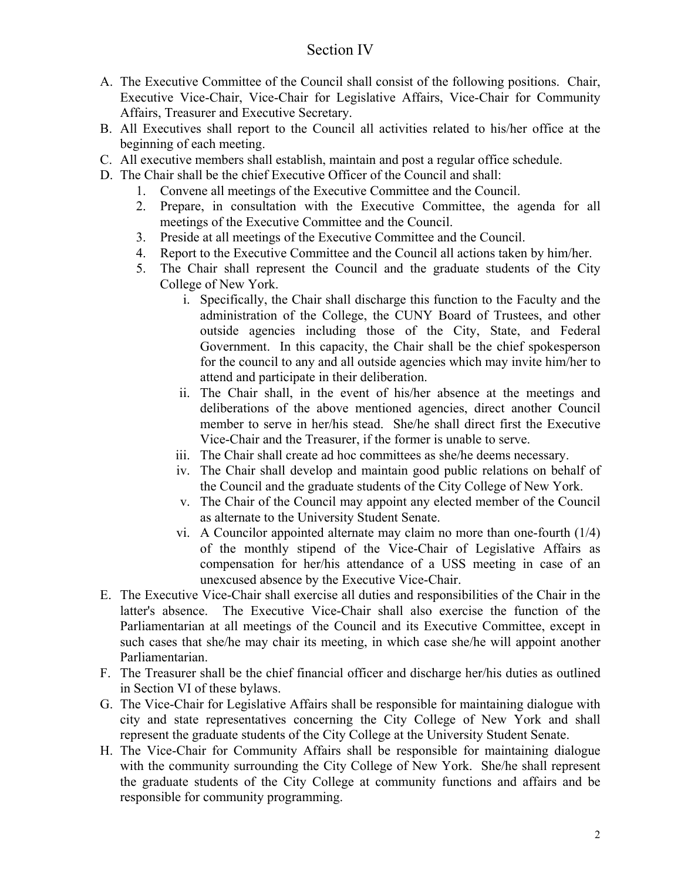# Section IV

A. The Executive Committee of the Council shall consist of the following positions. Chair, Executive Vice-Chair, Vice-Chair for Legislative Affairs, Vice-Chair for Community Affairs, Treasurer and Executive Secretary.

B. All Executives shall report to the Council all activities related to his/her office at the beginning of each meeting.

C. All executive members shall establish, maintain and post a regular office schedule.

D. The Chair shall be the chief Executive Officer of the Council and shall:

   1. Convene all meetings of the Executive Committee and the Council.
   2. Prepare, in consultation with the Executive Committee, the agenda for all meetings of the Executive Committee and the Council.
   3. Preside at all meetings of the Executive Committee and the Council.
   4. Report to the Executive Committee and the Council all actions taken by him/her.
   5. The Chair shall represent the Council and the graduate students of the City College of New York.
      i. Specifically, the Chair shall discharge this function to the Faculty and the administration of the College, the CUNY Board of Trustees, and other outside agencies including those of the City, State, and Federal Government. In this capacity, the Chair shall be the chief spokesperson for the council to any and all outside agencies which may invite him/her to attend and participate in their deliberation.
      ii. The Chair shall, in the event of his/her absence at the meetings and deliberations of the above mentioned agencies, direct another Council member to serve in her/his stead. She/he shall direct first the Executive Vice-Chair and the Treasurer, if the former is unable to serve.
      iii. The Chair shall create ad hoc committees as she/he deems necessary.
      iv. The Chair shall develop and maintain good public relations on behalf of the Council and the graduate students of the City College of New York.
      v. The Chair of the Council may appoint any elected member of the Council as alternate to the University Student Senate.
      vi. A Councilor appointed alternate may claim no more than one-fourth (1/4) of the monthly stipend of the Vice-Chair of Legislative Affairs as compensation for her/his attendance of a USS meeting in case of an unexcused absence by the Executive Vice-Chair.

E. The Executive Vice-Chair shall exercise all duties and responsibilities of the Chair in the latter's absence. The Executive Vice-Chair shall also exercise the function of the Parliamentarian at all meetings of the Council and its Executive Committee, except in such cases that she/he may chair its meeting, in which case she/he will appoint another Parliamentarian.

F. The Treasurer shall be the chief financial officer and discharge her/his duties as outlined in Section VI of these bylaws.

G. The Vice-Chair for Legislative Affairs shall be responsible for maintaining dialogue with city and state representatives concerning the City College of New York and shall represent the graduate students of the City College at the University Student Senate.

H. The Vice-Chair for Community Affairs shall be responsible for maintaining dialogue with the community surrounding the City College of New York. She/he shall represent the graduate students of the City College at community functions and affairs and be responsible for community programming.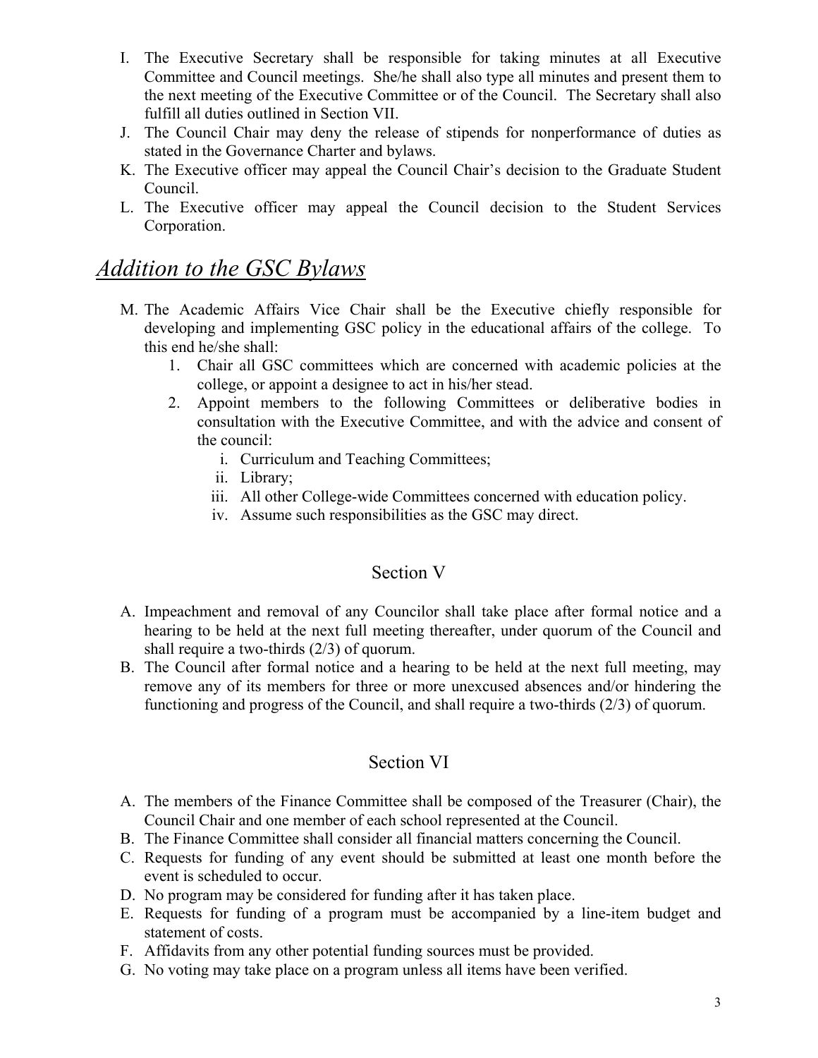I. The Executive Secretary shall be responsible for taking minutes at all Executive Committee and Council meetings. She/he shall also type all minutes and present them to the next meeting of the Executive Committee or of the Council. The Secretary shall also fulfill all duties outlined in Section VII.
J. The Council Chair may deny the release of stipends for nonperformance of duties as stated in the Governance Charter and bylaws.
K. The Executive officer may appeal the Council Chair's decision to the Graduate Student Council.
L. The Executive officer may appeal the Council decision to the Student Services Corporation.

# *Addition to the GSC Bylaws*

M. The Academic Affairs Vice Chair shall be the Executive chiefly responsible for developing and implementing GSC policy in the educational affairs of the college. To this end he/she shall:
   1. Chair all GSC committees which are concerned with academic policies at the college, or appoint a designee to act in his/her stead.
   2. Appoint members to the following Committees or deliberative bodies in consultation with the Executive Committee, and with the advice and consent of the council:
      i. Curriculum and Teaching Committees;
      ii. Library;
      iii. All other College-wide Committees concerned with education policy.
      iv. Assume such responsibilities as the GSC may direct.

## Section V

A. Impeachment and removal of any Councilor shall take place after formal notice and a hearing to be held at the next full meeting thereafter, under quorum of the Council and shall require a two-thirds (2/3) of quorum.
B. The Council after formal notice and a hearing to be held at the next full meeting, may remove any of its members for three or more unexcused absences and/or hindering the functioning and progress of the Council, and shall require a two-thirds (2/3) of quorum.

## Section VI

A. The members of the Finance Committee shall be composed of the Treasurer (Chair), the Council Chair and one member of each school represented at the Council.
B. The Finance Committee shall consider all financial matters concerning the Council.
C. Requests for funding of any event should be submitted at least one month before the event is scheduled to occur.
D. No program may be considered for funding after it has taken place.
E. Requests for funding of a program must be accompanied by a line-item budget and statement of costs.
F. Affidavits from any other potential funding sources must be provided.
G. No voting may take place on a program unless all items have been verified.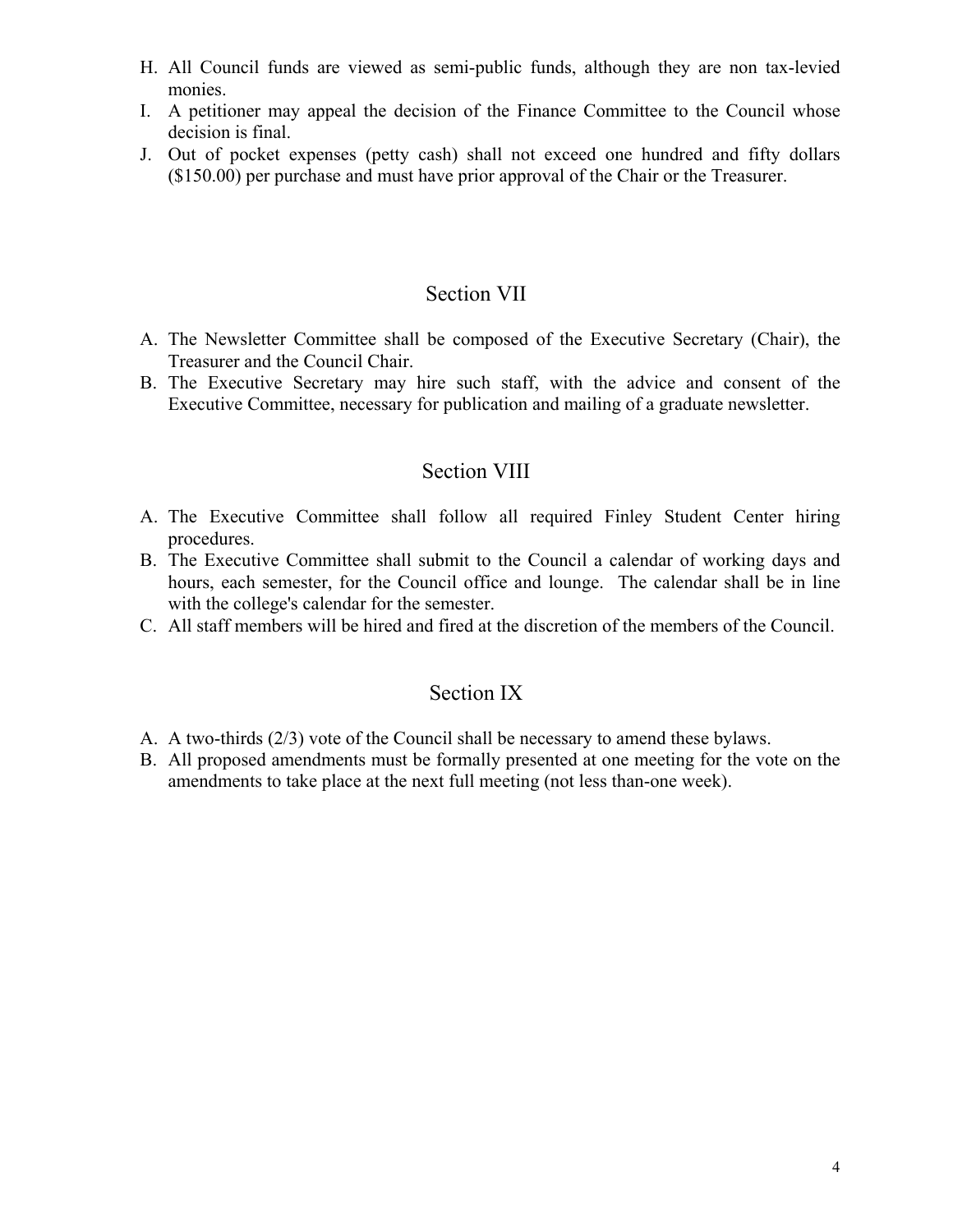H. All Council funds are viewed as semi-public funds, although they are non tax-levied monies.
I. A petitioner may appeal the decision of the Finance Committee to the Council whose decision is final.
J. Out of pocket expenses (petty cash) shall not exceed one hundred and fifty dollars ($150.00) per purchase and must have prior approval of the Chair or the Treasurer.

## Section VII

A. The Newsletter Committee shall be composed of the Executive Secretary (Chair), the Treasurer and the Council Chair.
B. The Executive Secretary may hire such staff, with the advice and consent of the Executive Committee, necessary for publication and mailing of a graduate newsletter.

## Section VIII

A. The Executive Committee shall follow all required Finley Student Center hiring procedures.
B. The Executive Committee shall submit to the Council a calendar of working days and hours, each semester, for the Council office and lounge. The calendar shall be in line with the college's calendar for the semester.
C. All staff members will be hired and fired at the discretion of the members of the Council.

## Section IX

A. A two-thirds (2/3) vote of the Council shall be necessary to amend these bylaws.
B. All proposed amendments must be formally presented at one meeting for the vote on the amendments to take place at the next full meeting (not less than-one week).